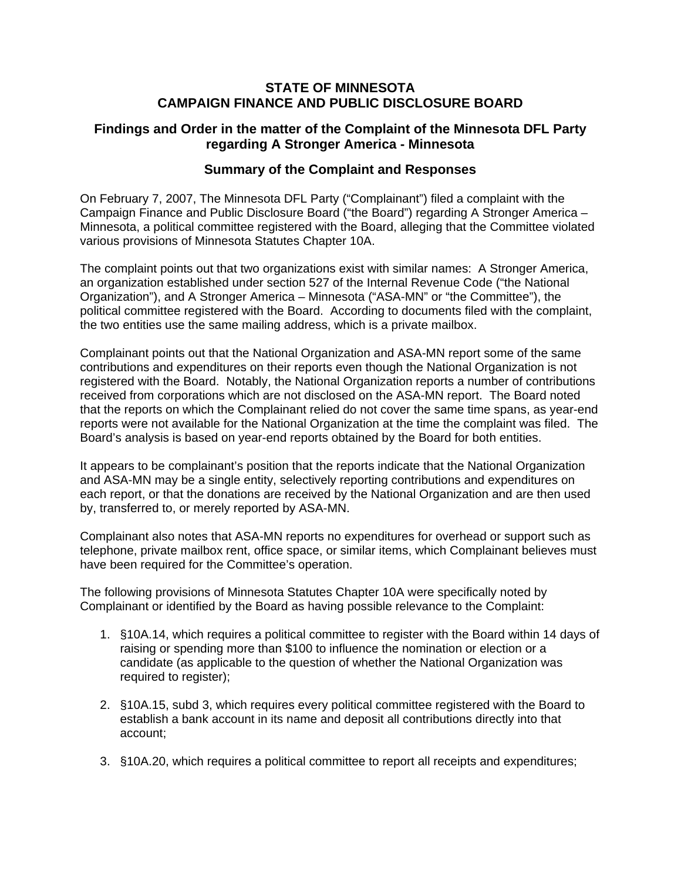# STATE OF MINNESOTA
# CAMPAIGN FINANCE AND PUBLIC DISCLOSURE BOARD

## Findings and Order in the matter of the Complaint of the Minnesota DFL Party regarding A Stronger America - Minnesota

### Summary of the Complaint and Responses

On February 7, 2007, The Minnesota DFL Party ("Complainant") filed a complaint with the Campaign Finance and Public Disclosure Board ("the Board") regarding A Stronger America – Minnesota, a political committee registered with the Board, alleging that the Committee violated various provisions of Minnesota Statutes Chapter 10A.

The complaint points out that two organizations exist with similar names: A Stronger America, an organization established under section 527 of the Internal Revenue Code ("the National Organization"), and A Stronger America – Minnesota ("ASA-MN" or "the Committee"), the political committee registered with the Board. According to documents filed with the complaint, the two entities use the same mailing address, which is a private mailbox.

Complainant points out that the National Organization and ASA-MN report some of the same contributions and expenditures on their reports even though the National Organization is not registered with the Board. Notably, the National Organization reports a number of contributions received from corporations which are not disclosed on the ASA-MN report. The Board noted that the reports on which the Complainant relied do not cover the same time spans, as year-end reports were not available for the National Organization at the time the complaint was filed. The Board's analysis is based on year-end reports obtained by the Board for both entities.

It appears to be complainant's position that the reports indicate that the National Organization and ASA-MN may be a single entity, selectively reporting contributions and expenditures on each report, or that the donations are received by the National Organization and are then used by, transferred to, or merely reported by ASA-MN.

Complainant also notes that ASA-MN reports no expenditures for overhead or support such as telephone, private mailbox rent, office space, or similar items, which Complainant believes must have been required for the Committee's operation.

The following provisions of Minnesota Statutes Chapter 10A were specifically noted by Complainant or identified by the Board as having possible relevance to the Complaint:

1. §10A.14, which requires a political committee to register with the Board within 14 days of raising or spending more than $100 to influence the nomination or election or a candidate (as applicable to the question of whether the National Organization was required to register);

2. §10A.15, subd 3, which requires every political committee registered with the Board to establish a bank account in its name and deposit all contributions directly into that account;

3. §10A.20, which requires a political committee to report all receipts and expenditures;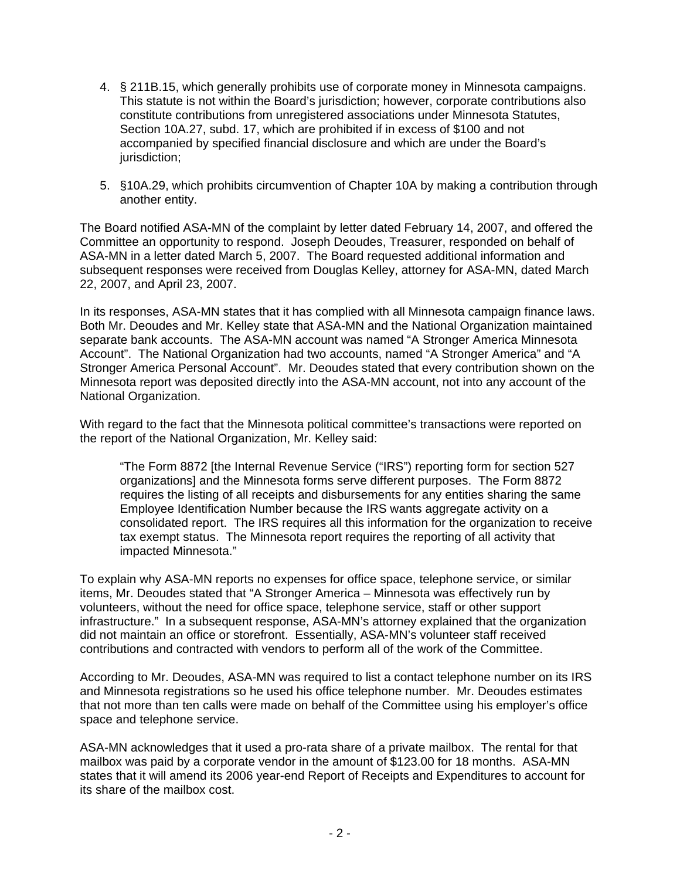4. § 211B.15, which generally prohibits use of corporate money in Minnesota campaigns. This statute is not within the Board's jurisdiction; however, corporate contributions also constitute contributions from unregistered associations under Minnesota Statutes, Section 10A.27, subd. 17, which are prohibited if in excess of $100 and not accompanied by specified financial disclosure and which are under the Board's jurisdiction;

5. §10A.29, which prohibits circumvention of Chapter 10A by making a contribution through another entity.

The Board notified ASA-MN of the complaint by letter dated February 14, 2007, and offered the Committee an opportunity to respond. Joseph Deoudes, Treasurer, responded on behalf of ASA-MN in a letter dated March 5, 2007. The Board requested additional information and subsequent responses were received from Douglas Kelley, attorney for ASA-MN, dated March 22, 2007, and April 23, 2007.

In its responses, ASA-MN states that it has complied with all Minnesota campaign finance laws. Both Mr. Deoudes and Mr. Kelley state that ASA-MN and the National Organization maintained separate bank accounts. The ASA-MN account was named "A Stronger America Minnesota Account". The National Organization had two accounts, named "A Stronger America" and "A Stronger America Personal Account". Mr. Deoudes stated that every contribution shown on the Minnesota report was deposited directly into the ASA-MN account, not into any account of the National Organization.

With regard to the fact that the Minnesota political committee's transactions were reported on the report of the National Organization, Mr. Kelley said:

> "The Form 8872 [the Internal Revenue Service ("IRS") reporting form for section 527 organizations] and the Minnesota forms serve different purposes. The Form 8872 requires the listing of all receipts and disbursements for any entities sharing the same Employee Identification Number because the IRS wants aggregate activity on a consolidated report. The IRS requires all this information for the organization to receive tax exempt status. The Minnesota report requires the reporting of all activity that impacted Minnesota."

To explain why ASA-MN reports no expenses for office space, telephone service, or similar items, Mr. Deoudes stated that "A Stronger America – Minnesota was effectively run by volunteers, without the need for office space, telephone service, staff or other support infrastructure." In a subsequent response, ASA-MN's attorney explained that the organization did not maintain an office or storefront. Essentially, ASA-MN's volunteer staff received contributions and contracted with vendors to perform all of the work of the Committee.

According to Mr. Deoudes, ASA-MN was required to list a contact telephone number on its IRS and Minnesota registrations so he used his office telephone number. Mr. Deoudes estimates that not more than ten calls were made on behalf of the Committee using his employer's office space and telephone service.

ASA-MN acknowledges that it used a pro-rata share of a private mailbox. The rental for that mailbox was paid by a corporate vendor in the amount of $123.00 for 18 months. ASA-MN states that it will amend its 2006 year-end Report of Receipts and Expenditures to account for its share of the mailbox cost.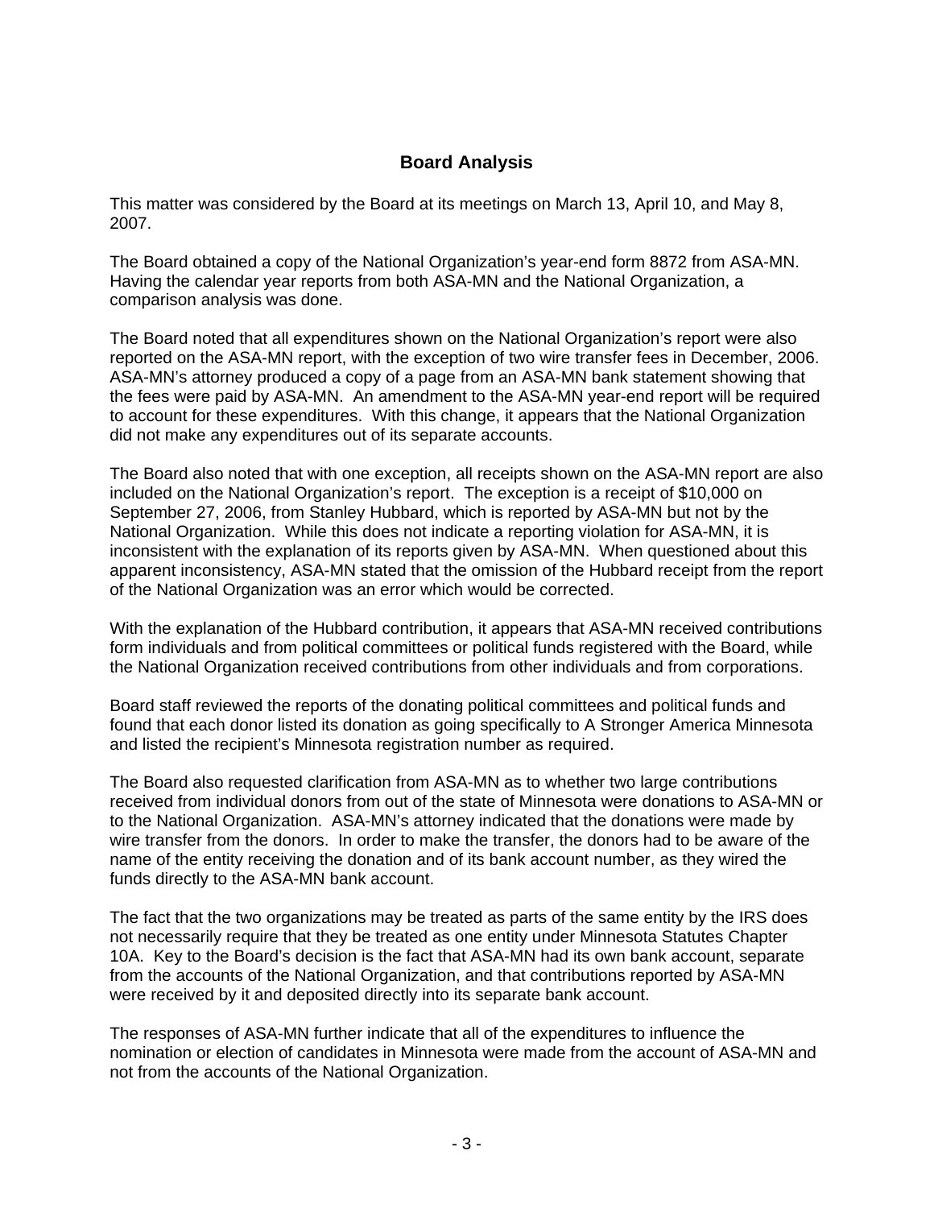## Board Analysis

This matter was considered by the Board at its meetings on March 13, April 10, and May 8, 2007.

The Board obtained a copy of the National Organization's year-end form 8872 from ASA-MN. Having the calendar year reports from both ASA-MN and the National Organization, a comparison analysis was done.

The Board noted that all expenditures shown on the National Organization's report were also reported on the ASA-MN report, with the exception of two wire transfer fees in December, 2006. ASA-MN's attorney produced a copy of a page from an ASA-MN bank statement showing that the fees were paid by ASA-MN. An amendment to the ASA-MN year-end report will be required to account for these expenditures. With this change, it appears that the National Organization did not make any expenditures out of its separate accounts.

The Board also noted that with one exception, all receipts shown on the ASA-MN report are also included on the National Organization's report. The exception is a receipt of $10,000 on September 27, 2006, from Stanley Hubbard, which is reported by ASA-MN but not by the National Organization. While this does not indicate a reporting violation for ASA-MN, it is inconsistent with the explanation of its reports given by ASA-MN. When questioned about this apparent inconsistency, ASA-MN stated that the omission of the Hubbard receipt from the report of the National Organization was an error which would be corrected.

With the explanation of the Hubbard contribution, it appears that ASA-MN received contributions form individuals and from political committees or political funds registered with the Board, while the National Organization received contributions from other individuals and from corporations.

Board staff reviewed the reports of the donating political committees and political funds and found that each donor listed its donation as going specifically to A Stronger America Minnesota and listed the recipient's Minnesota registration number as required.

The Board also requested clarification from ASA-MN as to whether two large contributions received from individual donors from out of the state of Minnesota were donations to ASA-MN or to the National Organization. ASA-MN's attorney indicated that the donations were made by wire transfer from the donors. In order to make the transfer, the donors had to be aware of the name of the entity receiving the donation and of its bank account number, as they wired the funds directly to the ASA-MN bank account.

The fact that the two organizations may be treated as parts of the same entity by the IRS does not necessarily require that they be treated as one entity under Minnesota Statutes Chapter 10A. Key to the Board's decision is the fact that ASA-MN had its own bank account, separate from the accounts of the National Organization, and that contributions reported by ASA-MN were received by it and deposited directly into its separate bank account.

The responses of ASA-MN further indicate that all of the expenditures to influence the nomination or election of candidates in Minnesota were made from the account of ASA-MN and not from the accounts of the National Organization.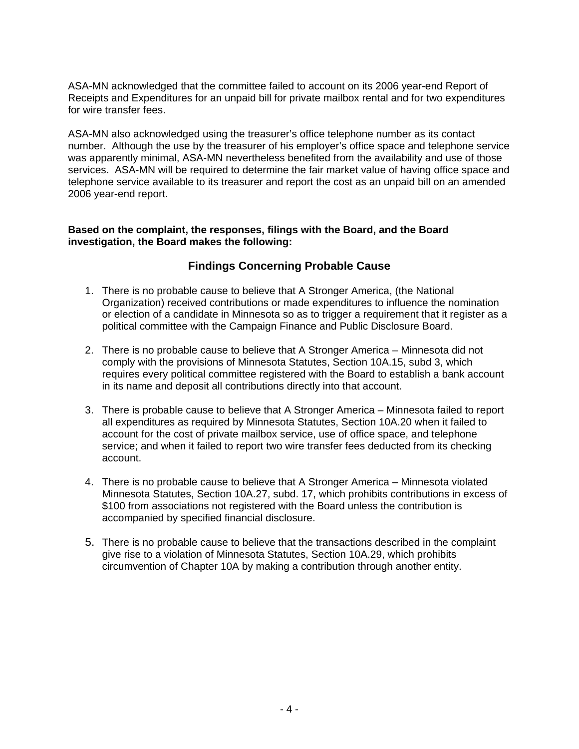ASA-MN acknowledged that the committee failed to account on its 2006 year-end Report of Receipts and Expenditures for an unpaid bill for private mailbox rental and for two expenditures for wire transfer fees.

ASA-MN also acknowledged using the treasurer's office telephone number as its contact number. Although the use by the treasurer of his employer's office space and telephone service was apparently minimal, ASA-MN nevertheless benefited from the availability and use of those services. ASA-MN will be required to determine the fair market value of having office space and telephone service available to its treasurer and report the cost as an unpaid bill on an amended 2006 year-end report.

**Based on the complaint, the responses, filings with the Board, and the Board investigation, the Board makes the following:**

## Findings Concerning Probable Cause

1. There is no probable cause to believe that A Stronger America, (the National Organization) received contributions or made expenditures to influence the nomination or election of a candidate in Minnesota so as to trigger a requirement that it register as a political committee with the Campaign Finance and Public Disclosure Board.

2. There is no probable cause to believe that A Stronger America – Minnesota did not comply with the provisions of Minnesota Statutes, Section 10A.15, subd 3, which requires every political committee registered with the Board to establish a bank account in its name and deposit all contributions directly into that account.

3. There is probable cause to believe that A Stronger America – Minnesota failed to report all expenditures as required by Minnesota Statutes, Section 10A.20 when it failed to account for the cost of private mailbox service, use of office space, and telephone service; and when it failed to report two wire transfer fees deducted from its checking account.

4. There is no probable cause to believe that A Stronger America – Minnesota violated Minnesota Statutes, Section 10A.27, subd. 17, which prohibits contributions in excess of $100 from associations not registered with the Board unless the contribution is accompanied by specified financial disclosure.

5. There is no probable cause to believe that the transactions described in the complaint give rise to a violation of Minnesota Statutes, Section 10A.29, which prohibits circumvention of Chapter 10A by making a contribution through another entity.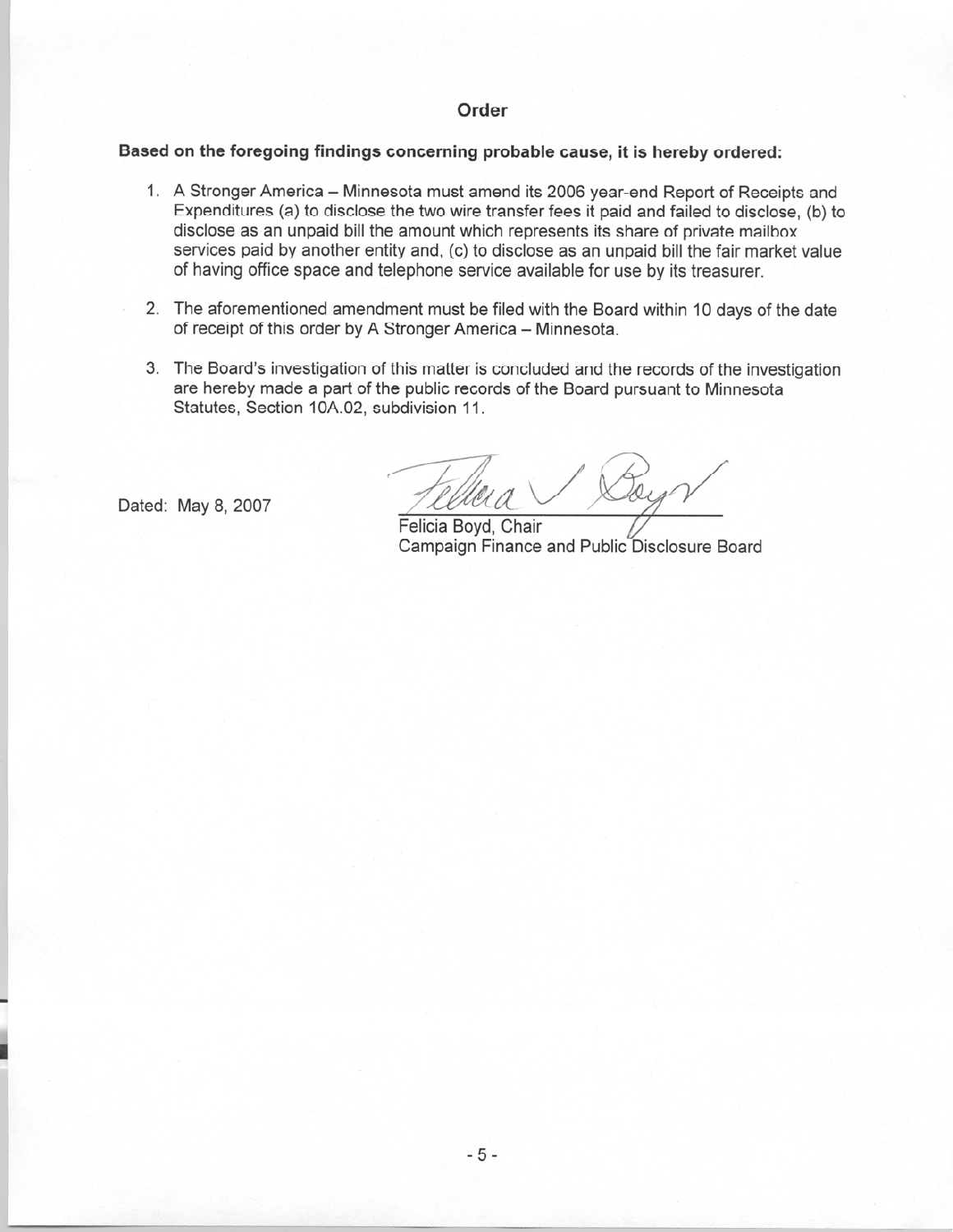## Order

**Based on the foregoing findings concerning probable cause, it is hereby ordered:**

1. A Stronger America – Minnesota must amend its 2006 year-end Report of Receipts and Expenditures (a) to disclose the two wire transfer fees it paid and failed to disclose, (b) to disclose as an unpaid bill the amount which represents its share of private mailbox services paid by another entity and, (c) to disclose as an unpaid bill the fair market value of having office space and telephone service available for use by its treasurer.

2. The aforementioned amendment must be filed with the Board within 10 days of the date of receipt of this order by A Stronger America – Minnesota.

3. The Board's investigation of this matter is concluded and the records of the investigation are hereby made a part of the public records of the Board pursuant to Minnesota Statutes, Section 10A.02, subdivision 11.

Dated: May 8, 2007

Felicia Boyd, Chair
Campaign Finance and Public Disclosure Board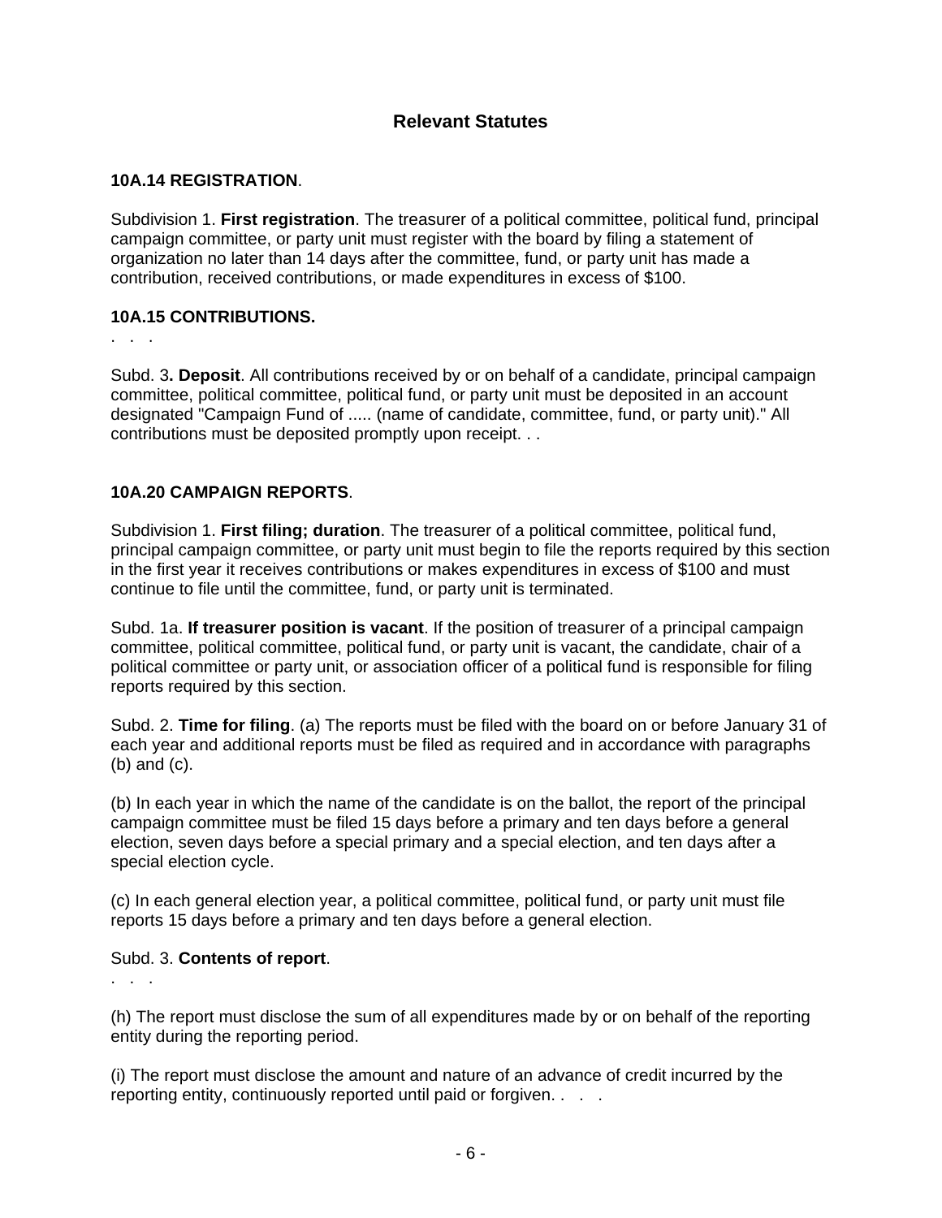## Relevant Statutes

**10A.14 REGISTRATION**.

Subdivision 1. **First registration**. The treasurer of a political committee, political fund, principal campaign committee, or party unit must register with the board by filing a statement of organization no later than 14 days after the committee, fund, or party unit has made a contribution, received contributions, or made expenditures in excess of $100.

**10A.15 CONTRIBUTIONS.**

. . .

Subd. 3**. Deposit**. All contributions received by or on behalf of a candidate, principal campaign committee, political committee, political fund, or party unit must be deposited in an account designated "Campaign Fund of ..... (name of candidate, committee, fund, or party unit)." All contributions must be deposited promptly upon receipt. . .

**10A.20 CAMPAIGN REPORTS**.

Subdivision 1. **First filing; duration**. The treasurer of a political committee, political fund, principal campaign committee, or party unit must begin to file the reports required by this section in the first year it receives contributions or makes expenditures in excess of $100 and must continue to file until the committee, fund, or party unit is terminated.

Subd. 1a. **If treasurer position is vacant**. If the position of treasurer of a principal campaign committee, political committee, political fund, or party unit is vacant, the candidate, chair of a political committee or party unit, or association officer of a political fund is responsible for filing reports required by this section.

Subd. 2. **Time for filing**. (a) The reports must be filed with the board on or before January 31 of each year and additional reports must be filed as required and in accordance with paragraphs (b) and (c).

(b) In each year in which the name of the candidate is on the ballot, the report of the principal campaign committee must be filed 15 days before a primary and ten days before a general election, seven days before a special primary and a special election, and ten days after a special election cycle.

(c) In each general election year, a political committee, political fund, or party unit must file reports 15 days before a primary and ten days before a general election.

Subd. 3. **Contents of report**.

. . .

(h) The report must disclose the sum of all expenditures made by or on behalf of the reporting entity during the reporting period.

(i) The report must disclose the amount and nature of an advance of credit incurred by the reporting entity, continuously reported until paid or forgiven. . . .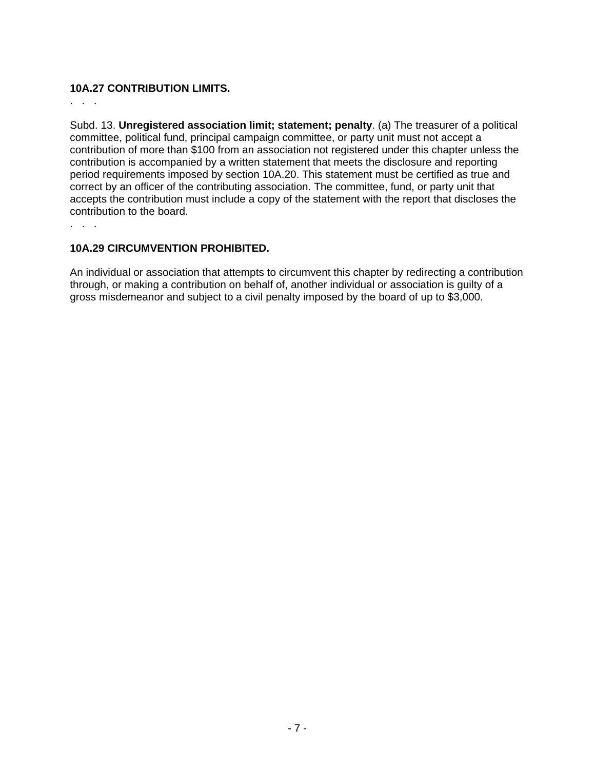**10A.27 CONTRIBUTION LIMITS.**

. . .

Subd. 13. **Unregistered association limit; statement; penalty**. (a) The treasurer of a political committee, political fund, principal campaign committee, or party unit must not accept a contribution of more than $100 from an association not registered under this chapter unless the contribution is accompanied by a written statement that meets the disclosure and reporting period requirements imposed by section 10A.20. This statement must be certified as true and correct by an officer of the contributing association. The committee, fund, or party unit that accepts the contribution must include a copy of the statement with the report that discloses the contribution to the board.

. . .

**10A.29 CIRCUMVENTION PROHIBITED.**

An individual or association that attempts to circumvent this chapter by redirecting a contribution through, or making a contribution on behalf of, another individual or association is guilty of a gross misdemeanor and subject to a civil penalty imposed by the board of up to $3,000.